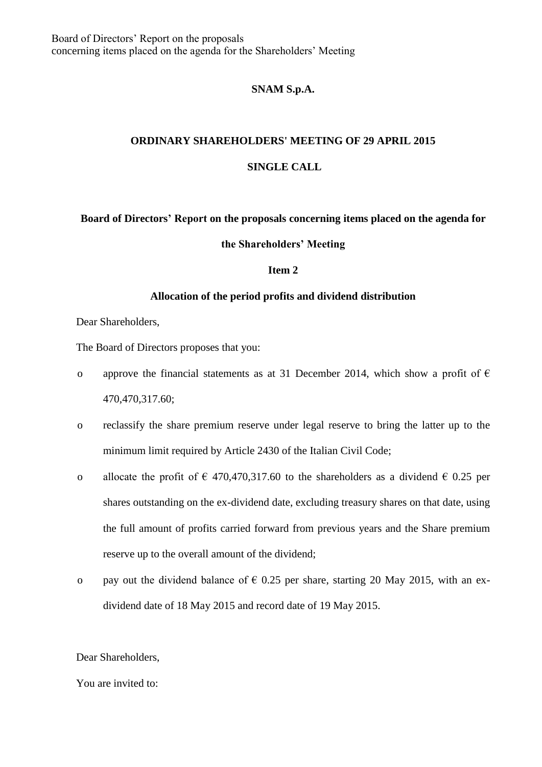**SNAM S.p.A.**

**ORDINARY SHAREHOLDERS' MEETING OF 29 APRIL 2015**

**SINGLE CALL**

**Board of Directors' Report on the proposals concerning items placed on the agenda for the Shareholders' Meeting**

**Item 2**

**Allocation of the period profits and dividend distribution**

Dear Shareholders,

The Board of Directors proposes that you:

- approve the financial statements as at 31 December 2014, which show a profit of € 470,470,317.60;
- reclassify the share premium reserve under legal reserve to bring the latter up to the minimum limit required by Article 2430 of the Italian Civil Code;
- allocate the profit of € 470,470,317.60 to the shareholders as a dividend € 0.25 per shares outstanding on the ex-dividend date, excluding treasury shares on that date, using the full amount of profits carried forward from previous years and the Share premium reserve up to the overall amount of the dividend;
- pay out the dividend balance of € 0.25 per share, starting 20 May 2015, with an ex-dividend date of 18 May 2015 and record date of 19 May 2015.

Dear Shareholders,

You are invited to: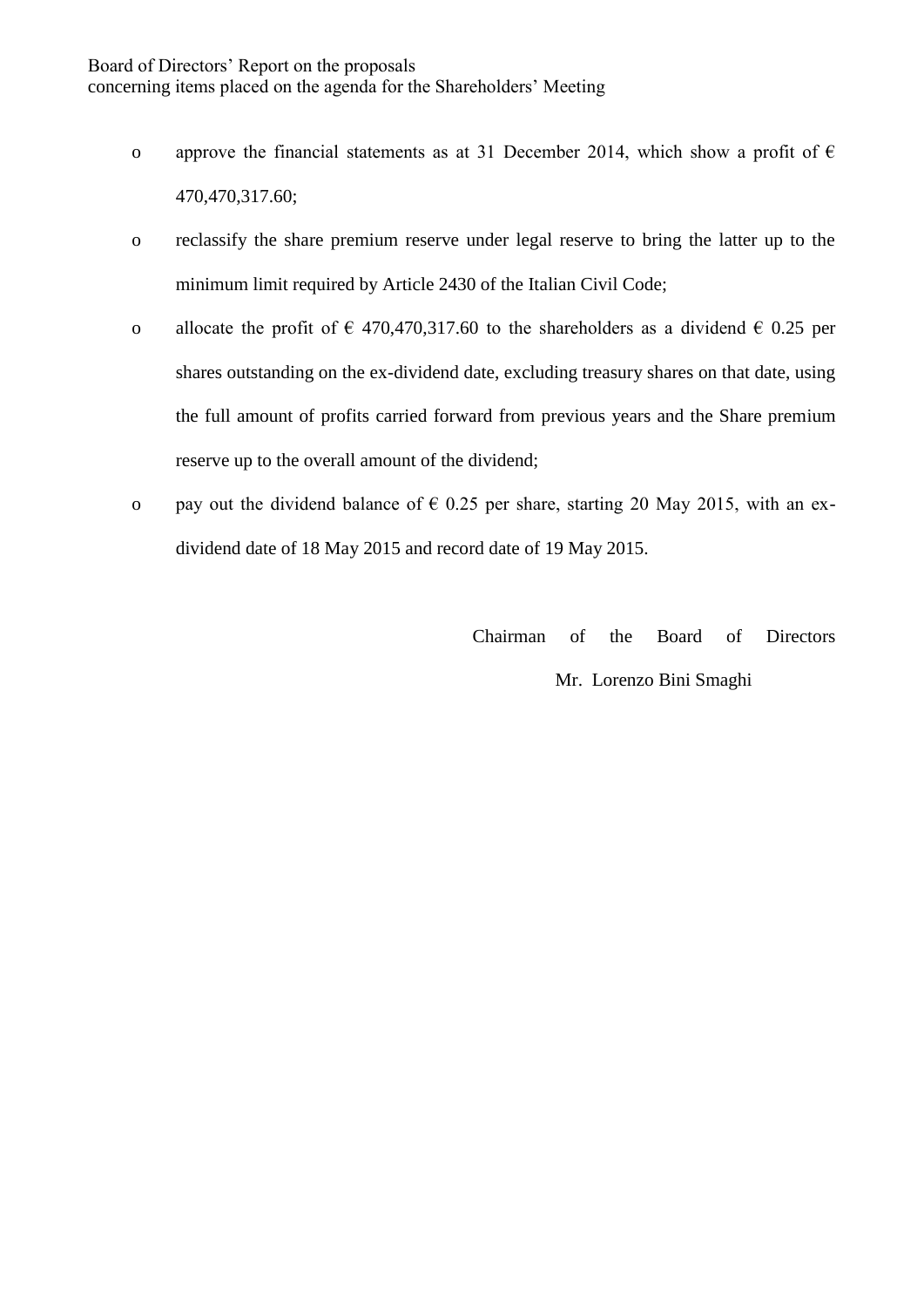- approve the financial statements as at 31 December 2014, which show a profit of € 470,470,317.60;
- reclassify the share premium reserve under legal reserve to bring the latter up to the minimum limit required by Article 2430 of the Italian Civil Code;
- allocate the profit of € 470,470,317.60 to the shareholders as a dividend € 0.25 per shares outstanding on the ex-dividend date, excluding treasury shares on that date, using the full amount of profits carried forward from previous years and the Share premium reserve up to the overall amount of the dividend;
- pay out the dividend balance of € 0.25 per share, starting 20 May 2015, with an ex-dividend date of 18 May 2015 and record date of 19 May 2015.

Chairman of the Board of Directors

Mr. Lorenzo Bini Smaghi